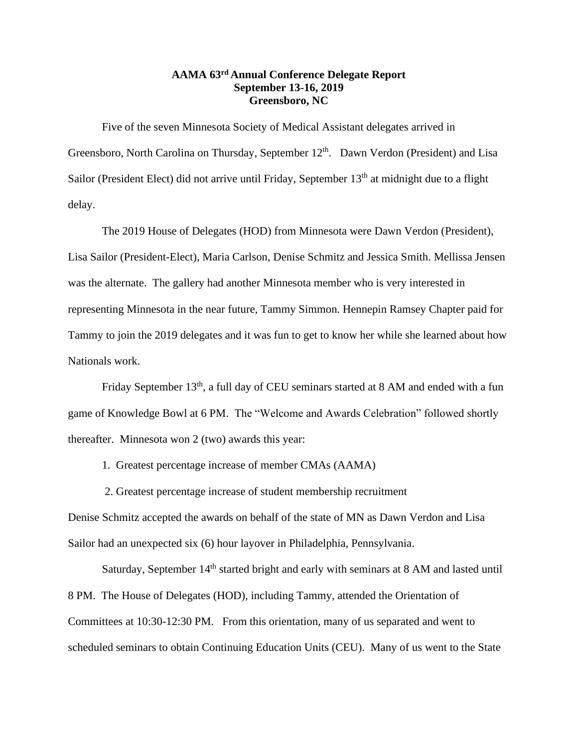# AAMA 63rd Annual Conference Delegate Report
## September 13-16, 2019
## Greensboro, NC

Five of the seven Minnesota Society of Medical Assistant delegates arrived in Greensboro, North Carolina on Thursday, September 12th. Dawn Verdon (President) and Lisa Sailor (President Elect) did not arrive until Friday, September 13th at midnight due to a flight delay.

The 2019 House of Delegates (HOD) from Minnesota were Dawn Verdon (President), Lisa Sailor (President-Elect), Maria Carlson, Denise Schmitz and Jessica Smith. Mellissa Jensen was the alternate. The gallery had another Minnesota member who is very interested in representing Minnesota in the near future, Tammy Simmon. Hennepin Ramsey Chapter paid for Tammy to join the 2019 delegates and it was fun to get to know her while she learned about how Nationals work.

Friday September 13th, a full day of CEU seminars started at 8 AM and ended with a fun game of Knowledge Bowl at 6 PM. The "Welcome and Awards Celebration" followed shortly thereafter. Minnesota won 2 (two) awards this year:

1. Greatest percentage increase of member CMAs (AAMA)
2. Greatest percentage increase of student membership recruitment

Denise Schmitz accepted the awards on behalf of the state of MN as Dawn Verdon and Lisa Sailor had an unexpected six (6) hour layover in Philadelphia, Pennsylvania.

Saturday, September 14th started bright and early with seminars at 8 AM and lasted until 8 PM. The House of Delegates (HOD), including Tammy, attended the Orientation of Committees at 10:30-12:30 PM. From this orientation, many of us separated and went to scheduled seminars to obtain Continuing Education Units (CEU). Many of us went to the State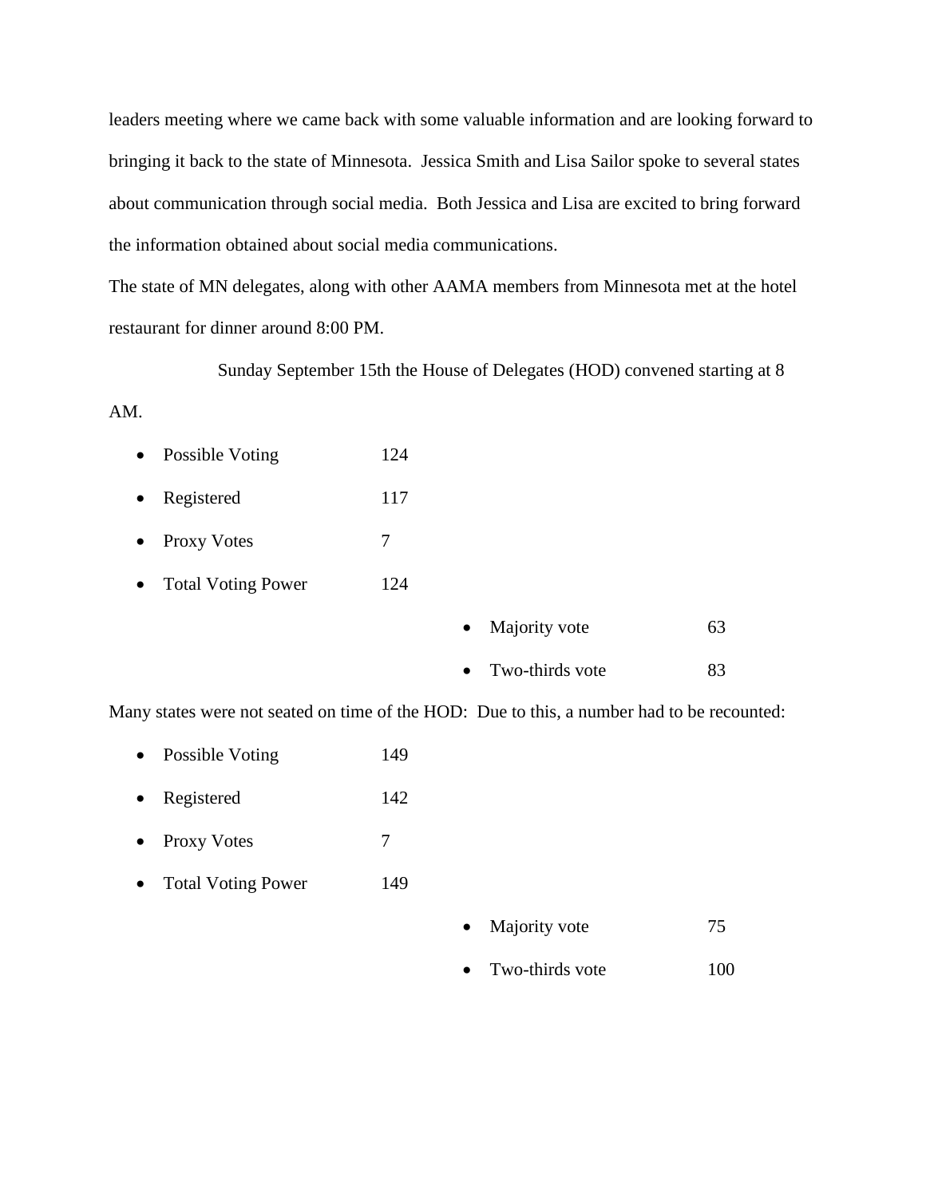leaders meeting where we came back with some valuable information and are looking forward to bringing it back to the state of Minnesota. Jessica Smith and Lisa Sailor spoke to several states about communication through social media. Both Jessica and Lisa are excited to bring forward the information obtained about social media communications.

The state of MN delegates, along with other AAMA members from Minnesota met at the hotel restaurant for dinner around 8:00 PM.

Sunday September 15th the House of Delegates (HOD) convened starting at 8 AM.

- Possible Voting 124
- Registered 117
- Proxy Votes 7
- Total Voting Power 124
    - Majority vote 63
    - Two-thirds vote 83

Many states were not seated on time of the HOD: Due to this, a number had to be recounted:

- Possible Voting 149
- Registered 142
- Proxy Votes 7
- Total Voting Power 149
    - Majority vote 75
    - Two-thirds vote 100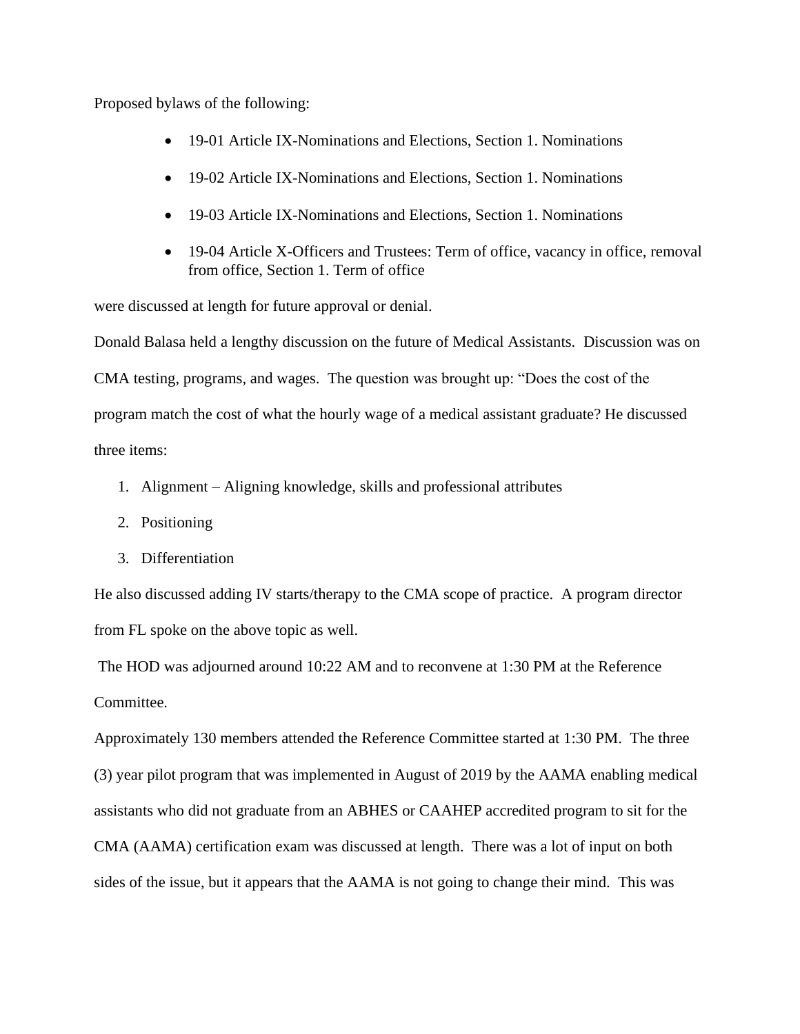Proposed bylaws of the following:

- 19-01 Article IX-Nominations and Elections, Section 1. Nominations
- 19-02 Article IX-Nominations and Elections, Section 1. Nominations
- 19-03 Article IX-Nominations and Elections, Section 1. Nominations
- 19-04 Article X-Officers and Trustees: Term of office, vacancy in office, removal from office, Section 1. Term of office

were discussed at length for future approval or denial.

Donald Balasa held a lengthy discussion on the future of Medical Assistants. Discussion was on CMA testing, programs, and wages. The question was brought up: "Does the cost of the program match the cost of what the hourly wage of a medical assistant graduate? He discussed three items:

1. Alignment – Aligning knowledge, skills and professional attributes
2. Positioning
3. Differentiation

He also discussed adding IV starts/therapy to the CMA scope of practice. A program director from FL spoke on the above topic as well.

The HOD was adjourned around 10:22 AM and to reconvene at 1:30 PM at the Reference Committee.

Approximately 130 members attended the Reference Committee started at 1:30 PM. The three (3) year pilot program that was implemented in August of 2019 by the AAMA enabling medical assistants who did not graduate from an ABHES or CAAHEP accredited program to sit for the CMA (AAMA) certification exam was discussed at length. There was a lot of input on both sides of the issue, but it appears that the AAMA is not going to change their mind. This was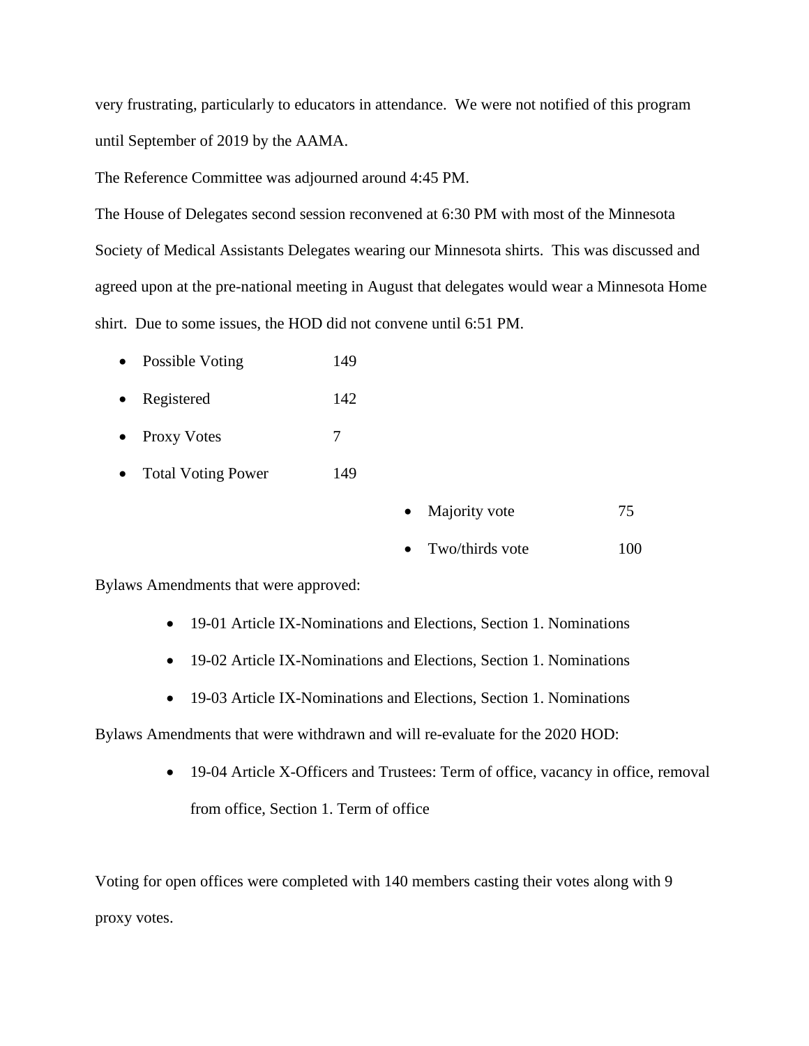very frustrating, particularly to educators in attendance. We were not notified of this program until September of 2019 by the AAMA.

The Reference Committee was adjourned around 4:45 PM.

The House of Delegates second session reconvened at 6:30 PM with most of the Minnesota Society of Medical Assistants Delegates wearing our Minnesota shirts. This was discussed and agreed upon at the pre-national meeting in August that delegates would wear a Minnesota Home shirt. Due to some issues, the HOD did not convene until 6:51 PM.

- Possible Voting 149
- Registered 142
- Proxy Votes 7
- Total Voting Power 149
  - Majority vote 75
  - Two/thirds vote 100

Bylaws Amendments that were approved:

- 19-01 Article IX-Nominations and Elections, Section 1. Nominations
- 19-02 Article IX-Nominations and Elections, Section 1. Nominations
- 19-03 Article IX-Nominations and Elections, Section 1. Nominations

Bylaws Amendments that were withdrawn and will re-evaluate for the 2020 HOD:

- 19-04 Article X-Officers and Trustees: Term of office, vacancy in office, removal from office, Section 1. Term of office

Voting for open offices were completed with 140 members casting their votes along with 9 proxy votes.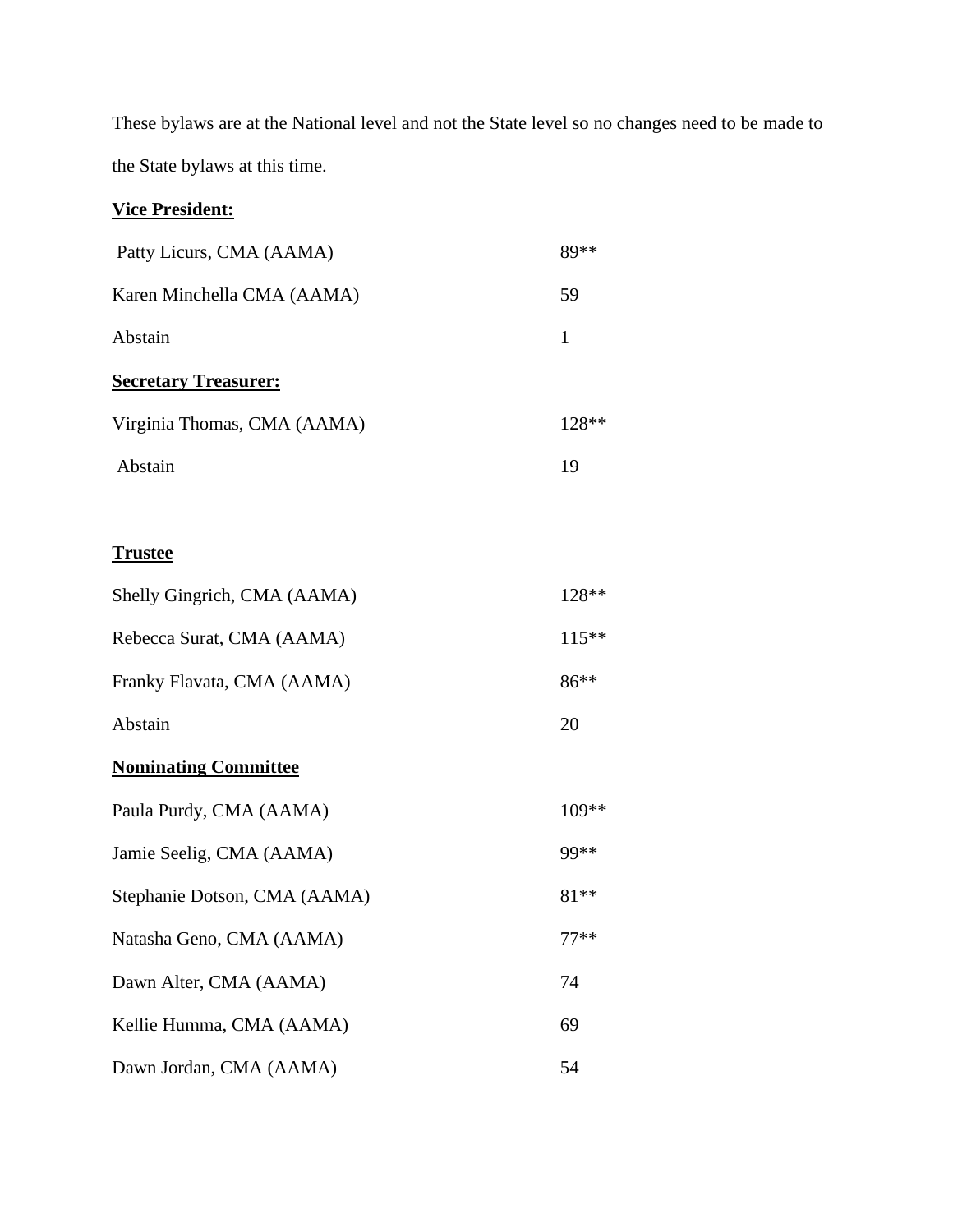These bylaws are at the National level and not the State level so no changes need to be made to the State bylaws at this time.

**Vice President:**

| | |
|---|---|
| Patty Licurs, CMA (AAMA) | 89** |
| Karen Minchella CMA (AAMA) | 59 |
| Abstain | 1 |

**Secretary Treasurer:**

| | |
|---|---|
| Virginia Thomas, CMA (AAMA) | 128** |
| Abstain | 19 |

**Trustee**

| | |
|---|---|
| Shelly Gingrich, CMA (AAMA) | 128** |
| Rebecca Surat, CMA (AAMA) | 115** |
| Franky Flavata, CMA (AAMA) | 86** |
| Abstain | 20 |

**Nominating Committee**

| | |
|---|---|
| Paula Purdy, CMA (AAMA) | 109** |
| Jamie Seelig, CMA (AAMA) | 99** |
| Stephanie Dotson, CMA (AAMA) | 81** |
| Natasha Geno, CMA (AAMA) | 77** |
| Dawn Alter, CMA (AAMA) | 74 |
| Kellie Humma, CMA (AAMA) | 69 |
| Dawn Jordan, CMA (AAMA) | 54 |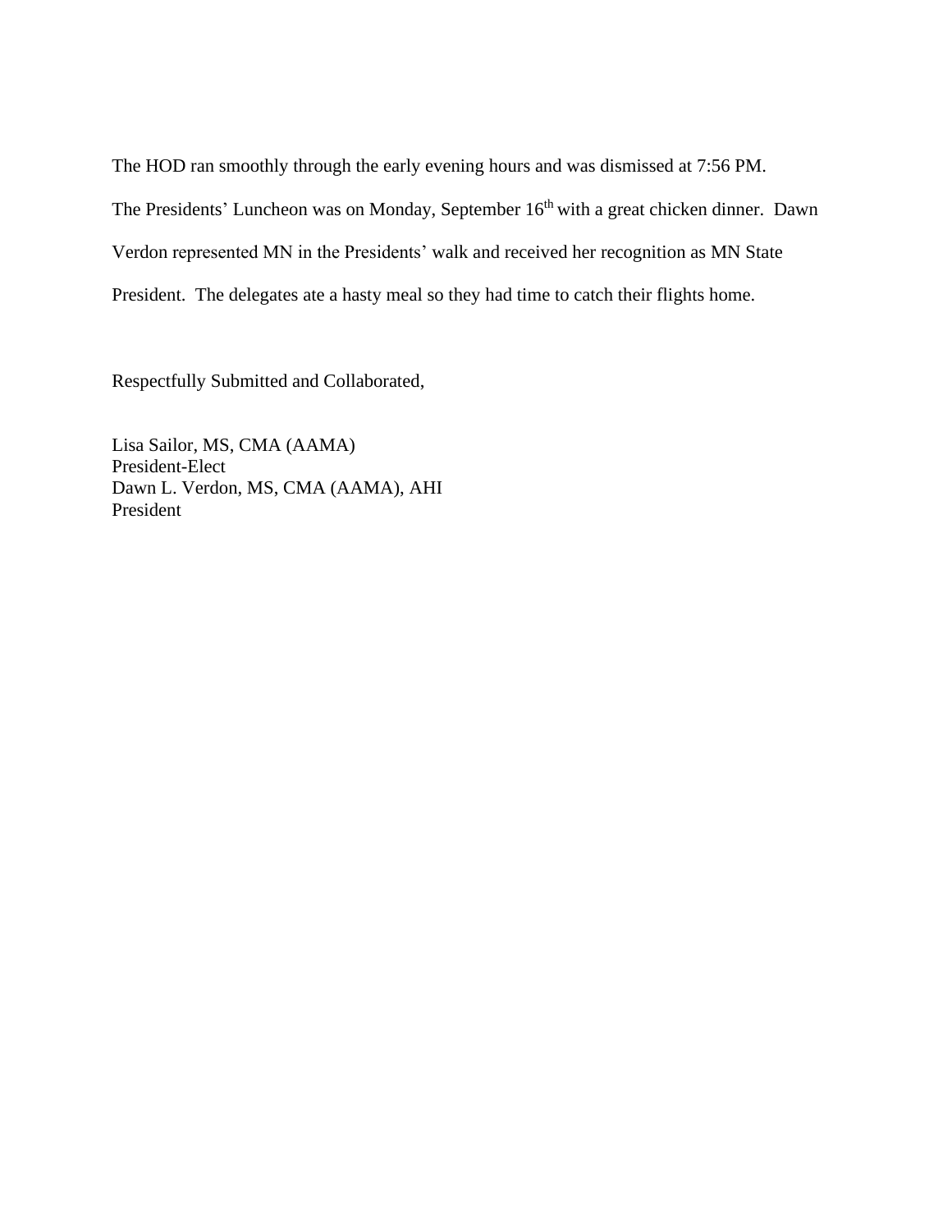The HOD ran smoothly through the early evening hours and was dismissed at 7:56 PM.

The Presidents' Luncheon was on Monday, September 16th with a great chicken dinner. Dawn Verdon represented MN in the Presidents' walk and received her recognition as MN State President. The delegates ate a hasty meal so they had time to catch their flights home.

Respectfully Submitted and Collaborated,

Lisa Sailor, MS, CMA (AAMA)
President-Elect
Dawn L. Verdon, MS, CMA (AAMA), AHI
President